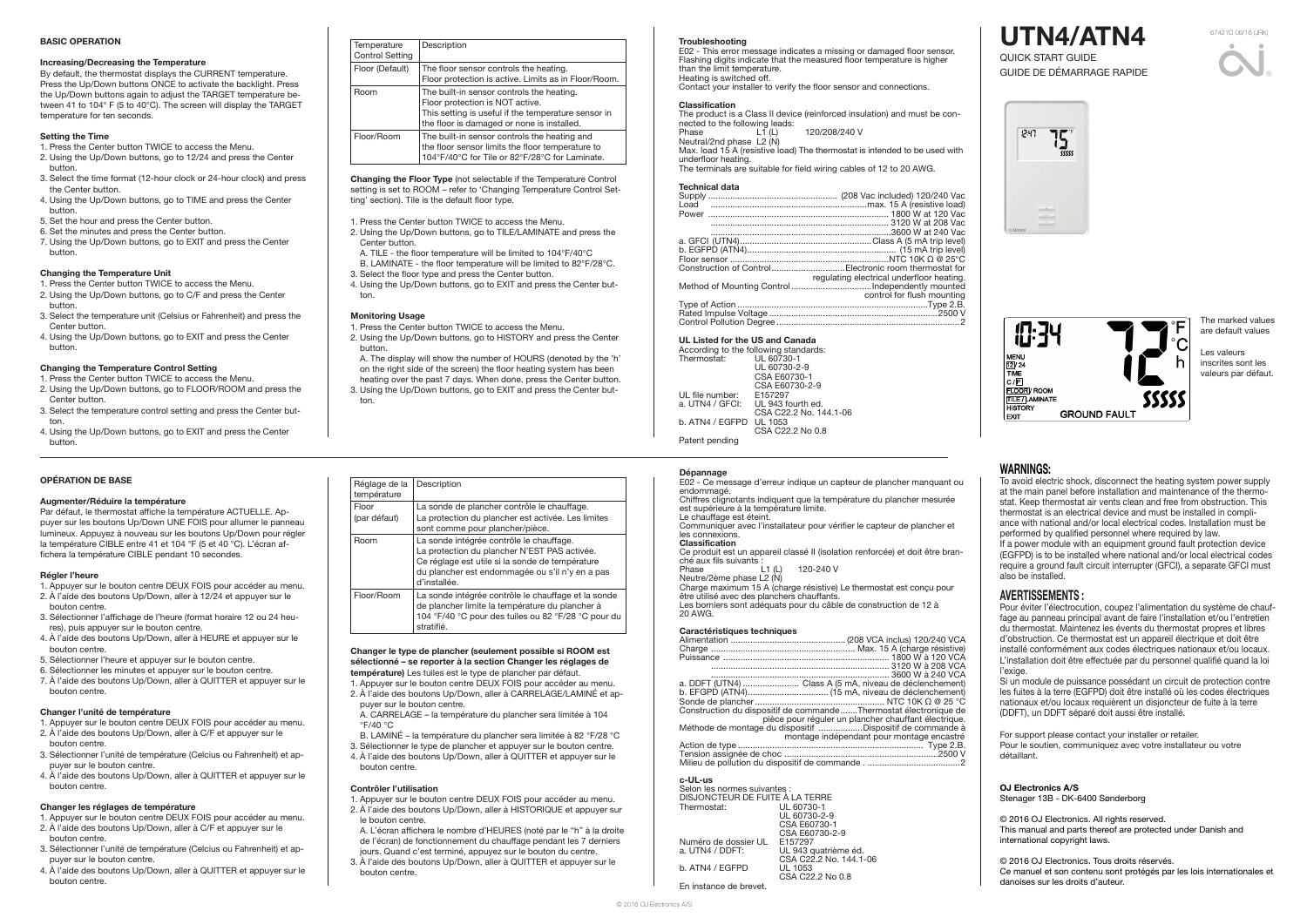# UTN4/ATN4

67421C 06/16 (JRK)

QUICK START GUIDE

GUIDE DE DÉMARRAGE RAPIDE

## BASIC OPERATION

### Increasing/Decreasing the Temperature

By default, the thermostat displays the CURRENT temperature. Press the Up/Down buttons ONCE to activate the backlight. Press the Up/Down buttons again to adjust the TARGET temperature between 41 to 104° F (5 to 40°C). The screen will display the TARGET temperature for ten seconds.

### Setting the Time

1. Press the Center button TWICE to access the Menu.
2. Using the Up/Down buttons, go to 12/24 and press the Center button.
3. Select the time format (12-hour clock or 24-hour clock) and press the Center button.
4. Using the Up/Down buttons, go to TIME and press the Center button.
5. Set the hour and press the Center button.
6. Set the minutes and press the Center button.
7. Using the Up/Down buttons, go to EXIT and press the Center button.

### Changing the Temperature Unit

1. Press the Center button TWICE to access the Menu.
2. Using the Up/Down buttons, go to C/F and press the Center button.
3. Select the temperature unit (Celsius or Fahrenheit) and press the Center button.
4. Using the Up/Down buttons, go to EXIT and press the Center button.

### Changing the Temperature Control Setting

1. Press the Center button TWICE to access the Menu.
2. Using the Up/Down buttons, go to FLOOR/ROOM and press the Center button.
3. Select the temperature control setting and press the Center button.
4. Using the Up/Down buttons, go to EXIT and press the Center button.

| Temperature Control Setting | Description |
|---|---|
| Floor (Default) | The floor sensor controls the heating. Floor protection is active. Limits as in Floor/Room. |
| Room | The built-in sensor controls the heating. Floor protection is NOT active. This setting is useful if the temperature sensor in the floor is damaged or none is installed. |
| Floor/Room | The built-in sensor controls the heating and the floor sensor limits the floor temperature to 104°F/40°C for Tile or 82°F/28°C for Laminate. |

**Changing the Floor Type** (not selectable if the Temperature Control setting is set to ROOM – refer to 'Changing Temperature Control Setting' section). Tile is the default floor type.

1. Press the Center button TWICE to access the Menu.
2. Using the Up/Down buttons, go to TILE/LAMINATE and press the Center button.
   A. TILE - the floor temperature will be limited to 104°F/40°C
   B. LAMINATE - the floor temperature will be limited to 82°F/28°C.
3. Select the floor type and press the Center button.
4. Using the Up/Down buttons, go to EXIT and press the Center button.

### Monitoring Usage

1. Press the Center button TWICE to access the Menu.
2. Using the Up/Down buttons, go to HISTORY and press the Center button.
   A. The display will show the number of HOURS (denoted by the 'h' on the right side of the screen) the floor heating system has been heating over the past 7 days. When done, press the Center button.
3. Using the Up/Down buttons, go to EXIT and press the Center button.

### Troubleshooting

E02 - This error message indicates a missing or damaged floor sensor.
Flashing digits indicate that the measured floor temperature is higher than the limit temperature.
Heating is switched off.
Contact your installer to verify the floor sensor and connections.

### Classification

The product is a Class II device (reinforced insulation) and must be connected to the following leads:
Phase L1 (L) 120/208/240 V
Neutral/2nd phase L2 (N)
Max. load 15 A (resistive load) The thermostat is intended to be used with underfloor heating.
The terminals are suitable for field wiring cables of 12 to 20 AWG.

### Technical data

| | |
|---|---|
| Supply | (208 Vac included) 120/240 Vac |
| Load | max. 15 A (resistive load) |
| Power | 1800 W at 120 Vac |
| | 3120 W at 208 Vac |
| | 3600 W at 240 Vac |
| a. GFCI (UTN4) | Class A (5 mA trip level) |
| b. EGFPD (ATN4) | (15 mA trip level) |
| Floor sensor | NTC 10K Ω @ 25°C |
| Construction of Control | Electronic room thermostat for regulating electrical underfloor heating. |
| Method of Mounting Control | Independently mounted control for flush mounting |
| Type of Action | Type 2.B. |
| Rated Impulse Voltage | 2500 V |
| Control Pollution Degree | 2 |

### UL Listed for the US and Canada

According to the following standards:

| | |
|---|---|
| Thermostat: | UL 60730-1 |
| | UL 60730-2-9 |
| | CSA E60730-1 |
| | CSA E60730-2-9 |
| UL file number: | E157297 |
| a. UTN4 / GFCI: | UL 943 fourth ed. |
| | CSA C22.2 No. 144.1-06 |
| b. ATN4 / EGFPD | UL 1053 |
| | CSA C22.2 No 0.8 |

Patent pending

The marked values are default values

Les valeurs inscrites sont les valeurs par défaut.

## OPÉRATION DE BASE

### Augmenter/Réduire la température

Par défaut, le thermostat affiche la température ACTUELLE. Appuyer sur les boutons Up/Down UNE FOIS pour allumer le panneau lumineux. Appuyez à nouveau sur les boutons Up/Down pour régler la température CIBLE entre 41 et 104 °F (5 et 40 °C). L'écran affichera la température CIBLE pendant 10 secondes.

### Régler l'heure

1. Appuyer sur le bouton centre DEUX FOIS pour accéder au menu.
2. À l'aide des boutons Up/Down, aller à 12/24 et appuyer sur le bouton centre.
3. Sélectionner l'affichage de l'heure (format horaire 12 ou 24 heures), puis appuyer sur le bouton centre.
4. À l'aide des boutons Up/Down, aller à HEURE et appuyer sur le bouton centre.
5. Sélectionner l'heure et appuyer sur le bouton centre.
6. Sélectionner les minutes et appuyer sur le bouton centre.
7. À l'aide des boutons Up/Down, aller à QUITTER et appuyer sur le bouton centre.

### Changer l'unité de température

1. Appuyer sur le bouton centre DEUX FOIS pour accéder au menu.
2. À l'aide des boutons Up/Down, aller à C/F et appuyer sur le bouton centre.
3. Sélectionner l'unité de température (Celcius ou Fahrenheit) et appuyer sur le bouton centre.
4. À l'aide des boutons Up/Down, aller à QUITTER et appuyer sur le bouton centre.

### Changer les réglages de température

1. Appuyer sur le bouton centre DEUX FOIS pour accéder au menu.
2. À l'aide des boutons Up/Down, aller à C/F et appuyer sur le bouton centre.
3. Sélectionner l'unité de température (Celcius ou Fahrenheit) et appuyer sur le bouton centre.
4. À l'aide des boutons Up/Down, aller à QUITTER et appuyer sur le bouton centre.

| Réglage de la température | Description |
|---|---|
| Floor (par défaut) | La sonde de plancher contrôle le chauffage. La protection du plancher est activée. Les limites sont comme pour plancher/pièce. |
| Room | La sonde intégrée contrôle le chauffage. La protection du plancher N'EST PAS activée. Ce réglage est utile si la sonde de température du plancher est endommagée ou s'il n'y en pas d'installée. |
| Floor/Room | La sonde intégrée contrôle le chauffage et la sonde de plancher limite la température du plancher à 104 °F/40 °C pour des tuiles ou 82 °F/28 °C pour du stratifié. |

**Changer le type de plancher (seulement possible si ROOM est sélectionné – se reporter à la section Changer les réglages de température)** Les tuiles est le type de plancher par défaut.

1. Appuyer sur le bouton centre DEUX FOIS pour accéder au menu.
2. À l'aide des boutons Up/Down, aller à CARRELAGE/LAMINÉ et appuyer sur le bouton centre.
   A. CARRELAGE – la température du plancher sera limitée à 104 °F/40 °C
   B. LAMINÉ – la température du plancher sera limitée à 82 °F/28 °C
3. Sélectionner le type de plancher et appuyer sur le bouton centre.
4. À l'aide des boutons Up/Down, aller à QUITTER et appuyer sur le bouton centre.

### Contrôler l'utilisation

1. Appuyer sur le bouton centre DEUX FOIS pour accéder au menu.
2. À l'aide des boutons Up/Down, aller à HISTORIQUE et appuyer sur le bouton centre.
   A. L'écran affichera le nombre d'HEURES (noté par le "h" à la droite de l'écran) de fonctionnement du chauffage pendant les 7 derniers jours. Quand c'est terminé, appuyez sur le bouton du centre.
3. À l'aide des boutons Up/Down, aller à QUITTER et appuyer sur le bouton centre.

### Dépannage

E02 - Ce message d'erreur indique un capteur de plancher manquant ou endommagé.
Chiffres clignotants indiquent que la température du plancher mesurée est supérieure à la température limite.
Le chauffage est éteint.
Communiquer avec l'installateur pour vérifier le capteur de plancher et les connexions.

### Classification

Ce produit est un appareil classé II (isolation renforcée) et doit être branché aux fils suivants :
Phase L1 (L) 120-240 V
Neutre/2ème phase L2 (N)
Charge maximum 15 A (charge résistive) Le thermostat est conçu pour être utilisé avec des planchers chauffants.
Les borniers sont adéquats pour du câble de construction de 12 à 20 AWG.

### Caractéristiques techniques

| | |
|---|---|
| Alimentation | (208 VCA inclus) 120/240 VCA |
| Charge | Max. 15 A (charge résistive) |
| Puissance | 1800 W à 120 VCA |
| | 3120 W à 208 VCA |
| | 3600 W à 240 VCA |
| a. DDFT (UTN4) | Class A (5 mA, niveau de déclenchement) |
| b. EFGPD (ATN4) | (15 mA, niveau de déclenchement) |
| Sonde de plancher | NTC 10K Ω @ 25 °C |
| Construction du dispositif de commande | Thermostat électronique de pièce pour réguler un plancher chauffant électrique. |
| Méthode de montage du dispositif | Dispositif de commande à montage indépendant pour montage encastré |
| Action de type | Type 2.B. |
| Tension assignée de choc | 2500 V |
| Milieu de pollution du dispositif de commande | 2 |

### c-UL-us

Selon les normes suivantes :
DISJONCTEUR DE FUITE À LA TERRE

| | |
|---|---|
| Thermostat: | UL 60730-1 |
| | UL 60730-2-9 |
| | CSA E60730-1 |
| | CSA E60730-2-9 |
| Numéro de dossier UL | E157297 |
| a. UTN4 / DDFT: | UL 943 quatrième éd. |
| | CSA C22.2 No. 144.1-06 |
| b. ATN4 / EGFPD | UL 1053 |
| | CSA C22.2 No 0.8 |

En instance de brevet.

## WARNINGS:

To avoid electric shock, disconnect the heating system power supply at the main panel before installation and maintenance of the thermostat. Keep thermostat air vents clean and free from obstruction. This thermostat is an electrical device and must be installed in compliance with national and/or local electrical codes. Installation must be performed by qualified personnel where required by law.
If a power module with an equipment ground fault protection device (EGFPD) is to be installed where national and/or local electrical codes require a ground fault circuit interrupter (GFCI), a separate GFCI must also be installed.

## AVERTISSEMENTS :

Pour éviter l'électrocution, coupez l'alimentation du système de chauffage au panneau principal avant de faire l'installation et/ou l'entretien du thermostat. Maintenez les évents du thermostat propres et libres d'obstruction. Ce thermostat est un appareil électrique et doit être installé conformément aux codes électriques nationaux et/ou locaux. L'installation doit être effectuée par du personnel qualifié quand la loi l'exige.
Si un module de puissance possédant un circuit de protection contre les fuites à la terre (EGFPD) doit être installé où les codes électriques nationaux et/ou locaux requièrent un disjoncteur de fuite à la terre (DDFT), un DDFT séparé doit aussi être installé.

For support please contact your installer or retailer.
Pour le soutien, communiquez avec votre installateur ou votre détaillant.

**OJ Electronics A/S**
Stenager 13B - DK-6400 Sønderborg

© 2016 OJ Electronics. All rights reserved.
This manual and parts thereof are protected under Danish and international copyright laws.

© 2016 OJ Electronics. Tous droits réservés.
Ce manuel et son contenu sont protégés par les lois internationales et danoises sur les droits d'auteur.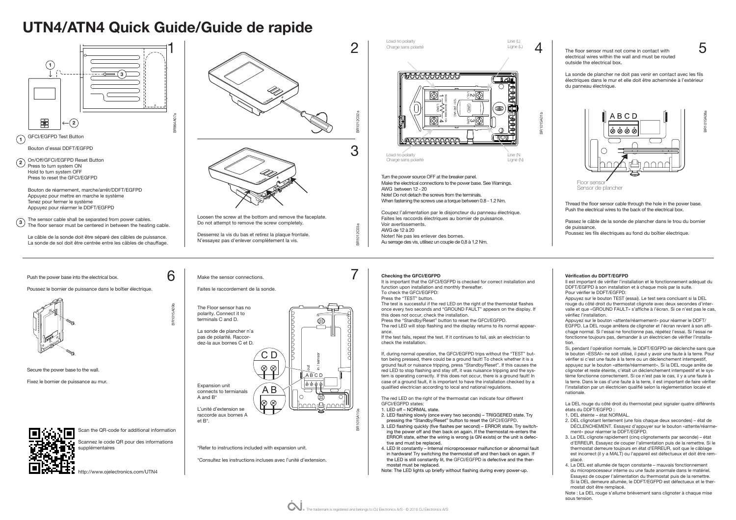# UTN4/ATN4 Quick Guide/Guide de rapide

## 1

1 GFCI/EGFPD Test Button

Bouton d'essai DDFT/EGFPD

2 On/Off/GFCI/EGFPD Reset Button
Press to turn system ON
Hold to turn system OFF
Press to reset the GFCI/EGFPD

Bouton de réarmement, marche/arrêt/DDFT/EGFPD
Appuyez pour mettre en marche le système
Tenez pour fermer le système
Appuyez pour réarmer le DDFT/EGFPD

3 The sensor cable shall be separated from power cables.
The floor sensor must be centered in between the heating cable.

Le câble de la sonde doit être séparé des câbles de puissance.
La sonde de sol doit être centrée entre les câbles de chauffage.

## 2

## 3

Loosen the screw at the bottom and remove the faceplate.
Do not attempt to remove the screw completely.

Desserrez la vis du bas et retirez la plaque frontale.
N'essayez pas d'enlever complètement la vis.

## 4

Load no polarity
Charge sans polarité

Line (L)
Ligne (L)

Load no polarity
Charge sans polarité

Line (N)
Ligne (N)

Turn the power source OFF at the breaker panel.
Make the electrical connections to the power base. See Warnings.
AWG between 12 - 20
Note! Do not detach the screws from the terminals.
When fastening the screws use a torque between 0.8 - 1.2 Nm.

Coupez l'alimentation par le disjoncteur du panneau électrique.
Faites les raccords électriques au bornier de puissance.
Voir avertissements.
AWG de 12 à 20
Noter! Ne pas les enlever des bornes.
Au serrage des vis, utilisez un couple de 0,8 à 1,2 Nm.

## 5

The floor sensor must not come in contact with electrical wires within the wall and must be routed outside the electrical box.

La sonde de plancher ne doit pas venir en contact avec les fils électriques dans le mur et elle doit être acheminée à l'extérieur du panneau électrique.

A B C D

Floor sensor
Sensor de plancher

Thread the floor sensor cable through the hole in the power base.
Push the electrical wires to the back of the electrical box.

Passez le câble de la sonde de plancher dans le trou du bornier de puissance.
Poussez les fils électriques au fond du boîtier électrique.

## 6

Push the power base into the electrical box.

Poussez le bornier de puissance dans le boîtier électrique.

Secure the power base to the wall.

Fixez le bornier de puissance au mur.

Scan the QR-code for additional information

Scannez le code QR pour des informations supplémentaires

http://www.ojelectronics.com/UTN4

## 7

Make the sensor connections.

Faites le raccordement de la sonde.

The Floor sensor has no polarity. Connect it to terminals C and D.

La sonde de plancher n'a pas de polarité. Raccordez-la aux bornes C et D.

Expansion unit connects to termianals A and B*

L'unité d'extension se raccorde aux bornes A et B*.

\*Refer to instructions included with expansion unit.

\*Consultez les instructions incluses avec l'unité d'extension.

### Checking the GFCI/EGFPD

It is important that the GFCI/EGFPD is checked for correct installation and function upon installation and monthly thereafter.
To check the GFCI/EGFPD:
Press the "TEST" button.
The test is successful if the red LED on the right of the thermostat flashes once every two seconds and "GROUND FAULT" appears on the display. If this does not occur, check the installation.
Press the "Standby/Reset" button to reset the GFCI/EGFPD.
The red LED will stop flashing and the display returns to its normal appearance.
If the test fails, repeat the test. If it continues to fail, ask an electrician to check the installation.

If, during normal operation, the GFCI/EGFPD trips without the "TEST" button being pressed, there could be a ground fault! To check whether it is a ground fault or nuisance tripping, press "Standby/Reset". If this causes the red LED to stop flashing and stay off, it was nuisance tripping and the system is operating correctly. If this does not occur, there is a ground fault! In case of a ground fault, it is important to have the installation checked by a qualified electrician according to local and national regulations.

The red LED on the right of the thermostat can indicate four different GFCI/EGFPD states:

1. LED off – NORMAL state.
2. LED flashing slowly (once every two seconds) – TRIGGERED state. Try pressing the "Standby/Reset" button to reset the GFCI/EGFPD.
3. LED flashing quickly (five flashes per second) – ERROR state. Try switching the power off and then back on again. If the thermostat re-enters the ERROR state, either the wiring is wrong (a GN exists) or the unit is defective and must be replaced.
4. LED lit constantly – Internal microprocessor malfunction or abnormal fault in hardware! Try switching the thermostat off and then back on again. If the LED is still constantly lit, the GFCI/EGFPD is defective and the thermostat must be replaced.

Note: The LED lights up briefly without flashing during every power-up.

### Vérification du DDFT/EGFPD

Il est important de vérifier l'installation et le fonctionnement adéquat du DDFT/EGFPD à son installation et à chaque mois par la suite.
Pour vérifier le DDFT/EGFPD:
Appuyez sur le bouton TEST (essai). Le test sera concluant si la DEL rouge du côté droit du thermostat clignote avec deux secondes d'intervalle et que «GROUND FAULT» s'affiche à l'écran. Si ce n'est pas le cas, vérifiez l'installation.
Appuyez sur le bouton «attente/réarmement» pour réarmer le DDFT/EGFPD. La DEL rouge arrêtera de clignoter et l'écran revient à son affichage normal. Si l'essai ne fonctionne pas, répétez l'essai. Si l'essai ne fonctionne toujours pas, demander à un électricien de vérifier l'installation.
Si, pendant l'opération normale, le DDFT/EGFPD se déclenche sans que le bouton «ESSAI» ne soit utilisé, il peut y avoir une faute à la terre. Pour vérifier si c'est une faute à la terre ou un déclenchement intempestif, appuyez sur le bouton «attente/réarmement». Si la DEL rouge arrête de clignoter et reste éteinte, c'était un déclenchement intempestif et le système fonctionne correctement. Si ce n'est pas le cas, il y a une faute à la terre. Dans le cas d'une faute à la terre, il est important de faire vérifier l'installation par un électricien qualifié selon la règlementation locale et nationale.

La DEL rouge du côté droit du thermostat peut signaler quatre différents états du DDFT/EGFPD :

1. DEL éteinte – état NORMAL.
2. DEL clignotant lentement (une fois chaque deux secondes) – état de DÉCLENCHEMENT. Essayez d'appuyer sur le bouton «attente/réarmement» pour réarmer le DDFT/EGFPD.
3. La DEL clignote rapidement (cinq clignotements par seconde) – état d'ERREUR. Essayez de couper l'alimentation puis de la remettre. Si le thermostat demeure toujours en état d'ERREUR, soit que le câblage est incorrect (il y a MALT) ou l'appareil est défectueux et doit être remplacé.
4. La DEL est allumée de façon constante – mauvais fonctionnement du microprocesseur interne ou une faute anormale dans le matériel. Essayez de couper l'alimentation du thermostat puis de la remettre. Si la DEL demeure allumée, le DDFT/EGFPD est défectueux et le thermostat doit être remplacé.

Note : La DEL rouge s'allume brièvement sans clignoter à chaque mise sous tension.

The trademark is registered and belongs to OJ Electronics A/S · © 2016 OJ Electronics A/S